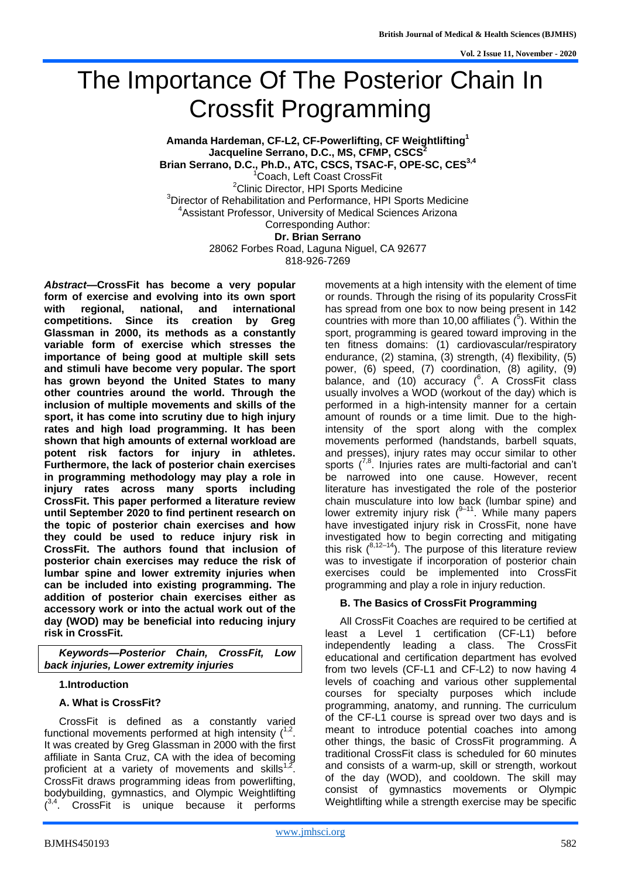# The Importance Of The Posterior Chain In Crossfit Programming

**Amanda Hardeman, CF-L2, CF-Powerlifting, CF Weightlifting[1]**
**Jacqueline Serrano, D.C., MS, CFMP, CSCS[2]**
**Brian Serrano, D.C., Ph.D., ATC, CSCS, TSAC-F, OPE-SC, CES[3,4]**

[1]Coach, Left Coast CrossFit
[2]Clinic Director, HPI Sports Medicine
[3]Director of Rehabilitation and Performance, HPI Sports Medicine
[4]Assistant Professor, University of Medical Sciences Arizona

Corresponding Author:
**Dr. Brian Serrano**
28062 Forbes Road, Laguna Niguel, CA 92677
818-926-7269

***Abstract*—CrossFit has become a very popular form of exercise and evolving into its own sport with regional, national, and international competitions. Since its creation by Greg Glassman in 2000, its methods as a constantly variable form of exercise which stresses the importance of being good at multiple skill sets and stimuli have become very popular. The sport has grown beyond the United States to many other countries around the world. Through the inclusion of multiple movements and skills of the sport, it has come into scrutiny due to high injury rates and high load programming. It has been shown that high amounts of external workload are potent risk factors for injury in athletes. Furthermore, the lack of posterior chain exercises in programming methodology may play a role in injury rates across many sports including CrossFit. This paper performed a literature review until September 2020 to find pertinent research on the topic of posterior chain exercises and how they could be used to reduce injury risk in CrossFit. The authors found that inclusion of posterior chain exercises may reduce the risk of lumbar spine and lower extremity injuries when can be included into existing programming. The addition of posterior chain exercises either as accessory work or into the actual work out of the day (WOD) may be beneficial into reducing injury risk in CrossFit.**

***Keywords—Posterior Chain, CrossFit, Low back injuries, Lower extremity injuries***

## 1.Introduction

### A. What is CrossFit?

CrossFit is defined as a constantly varied functional movements performed at high intensity ([1,2]. It was created by Greg Glassman in 2000 with the first affiliate in Santa Cruz, CA with the idea of becoming proficient at a variety of movements and skills[1,2]. CrossFit draws programming ideas from powerlifting, bodybuilding, gymnastics, and Olympic Weightlifting ([3,4]. CrossFit is unique because it performs movements at a high intensity with the element of time or rounds. Through the rising of its popularity CrossFit has spread from one box to now being present in 142 countries with more than 10,00 affiliates ([5]). Within the sport, programming is geared toward improving in the ten fitness domains: (1) cardiovascular/respiratory endurance, (2) stamina, (3) strength, (4) flexibility, (5) power, (6) speed, (7) coordination, (8) agility, (9) balance, and (10) accuracy ([6]. A CrossFit class usually involves a WOD (workout of the day) which is performed in a high-intensity manner for a certain amount of rounds or a time limit. Due to the high-intensity of the sport along with the complex movements performed (handstands, barbell squats, and presses), injury rates may occur similar to other sports ([7,8]. Injuries rates are multi-factorial and can't be narrowed into one cause. However, recent literature has investigated the role of the posterior chain musculature into low back (lumbar spine) and lower extremity injury risk ([9–11]. While many papers have investigated injury risk in CrossFit, none have investigated how to begin correcting and mitigating this risk ([8,12–14]). The purpose of this literature review was to investigate if incorporation of posterior chain exercises could be implemented into CrossFit programming and play a role in injury reduction.

### B. The Basics of CrossFit Programming

All CrossFit Coaches are required to be certified at least a Level 1 certification (CF-L1) before independently leading a class. The CrossFit educational and certification department has evolved from two levels (CF-L1 and CF-L2) to now having 4 levels of coaching and various other supplemental courses for specialty purposes which include programming, anatomy, and running. The curriculum of the CF-L1 course is spread over two days and is meant to introduce potential coaches into among other things, the basic of CrossFit programming. A traditional CrossFit class is scheduled for 60 minutes and consists of a warm-up, skill or strength, workout of the day (WOD), and cooldown. The skill may consist of gymnastics movements or Olympic Weightlifting while a strength exercise may be specific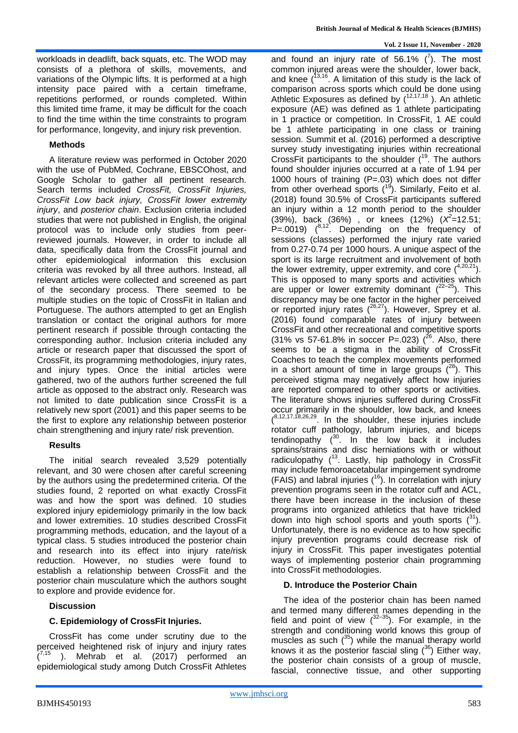workloads in deadlift, back squats, etc. The WOD may consists of a plethora of skills, movements, and variations of the Olympic lifts. It is performed at a high intensity pace paired with a certain timeframe, repetitions performed, or rounds completed. Within this limited time frame, it may be difficult for the coach to find the time within the time constraints to program for performance, longevity, and injury risk prevention.

## Methods

A literature review was performed in October 2020 with the use of PubMed, Cochrane, EBSCOhost, and Google Scholar to gather all pertinent research. Search terms included *CrossFit, CrossFit Injuries, CrossFit Low back injury, CrossFit lower extremity injury*, and *posterior chain*. Exclusion criteria included studies that were not published in English, the original protocol was to include only studies from peer-reviewed journals. However, in order to include all data, specifically data from the CrossFit journal and other epidemiological information this exclusion criteria was revoked by all three authors. Instead, all relevant articles were collected and screened as part of the secondary process. There seemed to be multiple studies on the topic of CrossFit in Italian and Portuguese. The authors attempted to get an English translation or contact the original authors for more pertinent research if possible through contacting the corresponding author. Inclusion criteria included any article or research paper that discussed the sport of CrossFit, its programming methodologies, injury rates, and injury types. Once the initial articles were gathered, two of the authors further screened the full article as opposed to the abstract only. Research was not limited to date publication since CrossFit is a relatively new sport (2001) and this paper seems to be the first to explore any relationship between posterior chain strengthening and injury rate/ risk prevention.

## Results

The initial search revealed 3,529 potentially relevant, and 30 were chosen after careful screening by the authors using the predetermined criteria. Of the studies found, 2 reported on what exactly CrossFit was and how the sport was defined. 10 studies explored injury epidemiology primarily in the low back and lower extremities. 10 studies described CrossFit programming methods, education, and the layout of a typical class. 5 studies introduced the posterior chain and research into its effect into injury rate/risk reduction. However, no studies were found to establish a relationship between CrossFit and the posterior chain musculature which the authors sought to explore and provide evidence for.

## Discussion

### C. Epidemiology of CrossFit Injuries.

CrossFit has come under scrutiny due to the perceived heightened risk of injury and injury rates ([7,15] ). Mehrab et al. (2017) performed an epidemiological study among Dutch CrossFit Athletes and found an injury rate of 56.1% ([7]). The most common injured areas were the shoulder, lower back, and knee ([13,16]. A limitation of this study is the lack of comparison across sports which could be done using Athletic Exposures as defined by ([12,17,18] ). An athletic exposure (AE) was defined as 1 athlete participating in 1 practice or competition. In CrossFit, 1 AE could be 1 athlete participating in one class or training session. Summit et al. (2016) performed a descriptive survey study investigating injuries within recreational CrossFit participants to the shoulder ([19]. The authors found shoulder injuries occurred at a rate of 1.94 per 1000 hours of training (P=.03) which does not differ from other overhead sports ([19]). Similarly, Feito et al. (2018) found 30.5% of CrossFit participants suffered an injury within a 12 month period to the shoulder (39%), back (36%) , or knees (12%) ($X^2$=12.51; P=.0019) ([8,12]. Depending on the frequency of sessions (classes) performed the injury rate varied from 0.27-0.74 per 1000 hours. A unique aspect of the sport is its large recruitment and involvement of both the lower extremity, upper extremity, and core ([4,20,21]). This is opposed to many sports and activities which are upper or lower extremity dominant ([22–25]). This discrepancy may be one factor in the higher perceived or reported injury rates ([26,27]). However, Sprey et al. (2016) found comparable rates of injury between CrossFit and other recreational and competitive sports (31% vs 57-61.8% in soccer P=.023) ([26]. Also, there seems to be a stigma in the ability of CrossFit Coaches to teach the complex movements performed in a short amount of time in large groups ([28]). This perceived stigma may negatively affect how injuries are reported compared to other sports or activities. The literature shows injuries suffered during CrossFit occur primarily in the shoulder, low back, and knees ([8,12,17,18,26,29]. In the shoulder, these injuries include rotator cuff pathology, labrum injuries, and biceps tendinopathy ([30]. In the low back it includes sprains/strains and disc herniations with or without radiculopathy ([13]. Lastly, hip pathology in CrossFit may include femoroacetabular impingement syndrome (FAIS) and labral injuries ([16]). In correlation with injury prevention programs seen in the rotator cuff and ACL, there have been increase in the inclusion of these programs into organized athletics that have trickled down into high school sports and youth sports ([31]). Unfortunately, there is no evidence as to how specific injury prevention programs could decrease risk of injury in CrossFit. This paper investigates potential ways of implementing posterior chain programming into CrossFit methodologies.

### D. Introduce the Posterior Chain

The idea of the posterior chain has been named and termed many different names depending in the field and point of view ([32–35]). For example, in the strength and conditioning world knows this group of muscles as such ([35]) while the manual therapy world knows it as the posterior fascial sling ([36]) Either way, the posterior chain consists of a group of muscle, fascial, connective tissue, and other supporting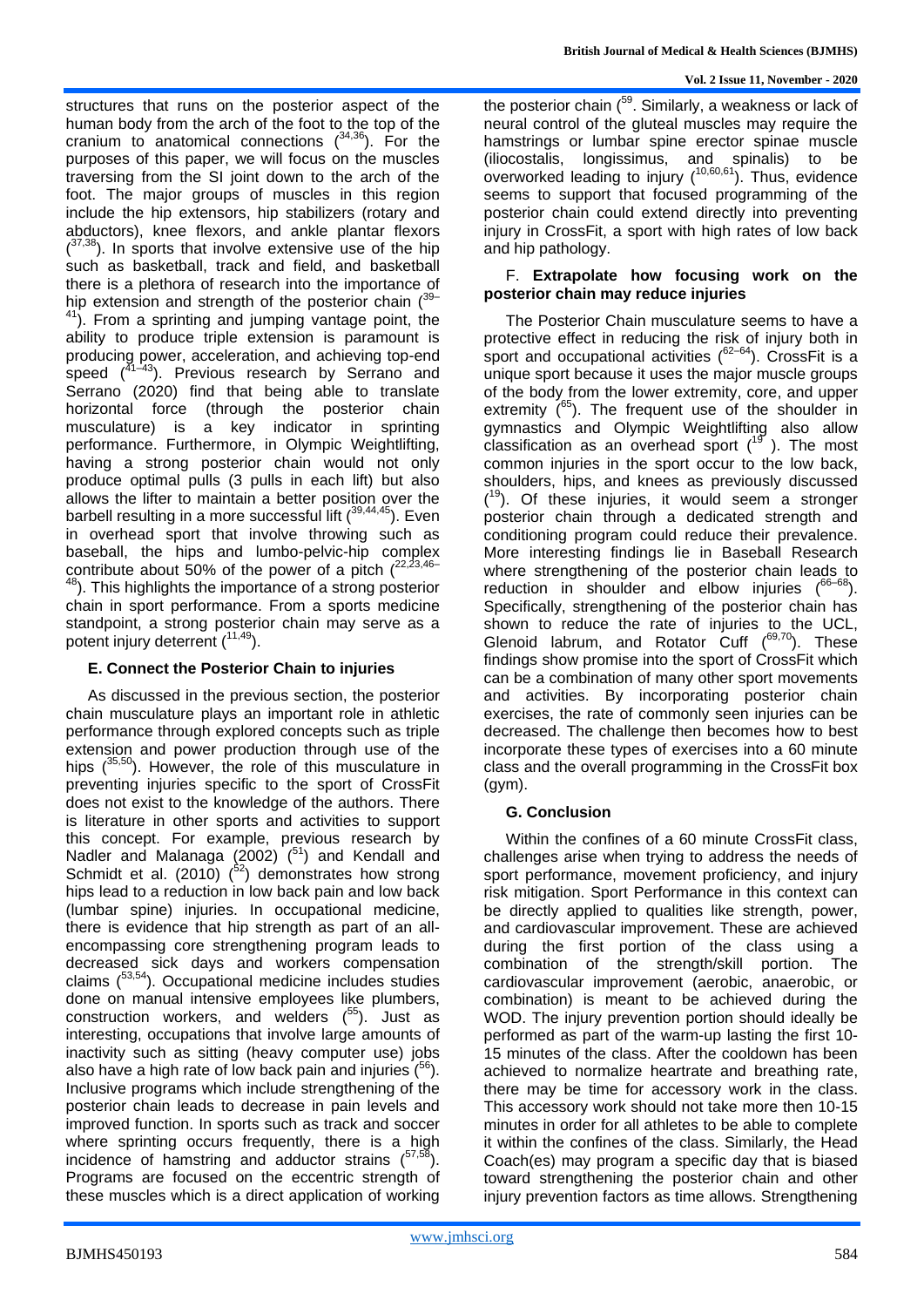structures that runs on the posterior aspect of the human body from the arch of the foot to the top of the cranium to anatomical connections ([34,36]). For the purposes of this paper, we will focus on the muscles traversing from the SI joint down to the arch of the foot. The major groups of muscles in this region include the hip extensors, hip stabilizers (rotary and abductors), knee flexors, and ankle plantar flexors ([37,38]). In sports that involve extensive use of the hip such as basketball, track and field, and basketball there is a plethora of research into the importance of hip extension and strength of the posterior chain ([39–41]). From a sprinting and jumping vantage point, the ability to produce triple extension is paramount is producing power, acceleration, and achieving top-end speed ([41–43]). Previous research by Serrano and Serrano (2020) find that being able to translate horizontal force (through the posterior chain musculature) is a key indicator in sprinting performance. Furthermore, in Olympic Weightlifting, having a strong posterior chain would not only produce optimal pulls (3 pulls in each lift) but also allows the lifter to maintain a better position over the barbell resulting in a more successful lift ([39,44,45]). Even in overhead sport that involve throwing such as baseball, the hips and lumbo-pelvic-hip complex contribute about 50% of the power of a pitch ([22,23,46–48]). This highlights the importance of a strong posterior chain in sport performance. From a sports medicine standpoint, a strong posterior chain may serve as a potent injury deterrent ([11,49]).

### E. Connect the Posterior Chain to injuries

As discussed in the previous section, the posterior chain musculature plays an important role in athletic performance through explored concepts such as triple extension and power production through use of the hips ([35,50]). However, the role of this musculature in preventing injuries specific to the sport of CrossFit does not exist to the knowledge of the authors. There is literature in other sports and activities to support this concept. For example, previous research by Nadler and Malanaga (2002) ([51]) and Kendall and Schmidt et al. (2010) ([52]) demonstrates how strong hips lead to a reduction in low back pain and low back (lumbar spine) injuries. In occupational medicine, there is evidence that hip strength as part of an all-encompassing core strengthening program leads to decreased sick days and workers compensation claims ([53,54]). Occupational medicine includes studies done on manual intensive employees like plumbers, construction workers, and welders ([55]). Just as interesting, occupations that involve large amounts of inactivity such as sitting (heavy computer use) jobs also have a high rate of low back pain and injuries ([56]). Inclusive programs which include strengthening of the posterior chain leads to decrease in pain levels and improved function. In sports such as track and soccer where sprinting occurs frequently, there is a high incidence of hamstring and adductor strains ([57,58]). Programs are focused on the eccentric strength of these muscles which is a direct application of working the posterior chain ([59]. Similarly, a weakness or lack of neural control of the gluteal muscles may require the hamstrings or lumbar spine erector spinae muscle (iliocostalis, longissimus, and spinalis) to be overworked leading to injury ([10,60,61]). Thus, evidence seems to support that focused programming of the posterior chain could extend directly into preventing injury in CrossFit, a sport with high rates of low back and hip pathology.

### F. Extrapolate how focusing work on the posterior chain may reduce injuries

The Posterior Chain musculature seems to have a protective effect in reducing the risk of injury both in sport and occupational activities ([62–64]). CrossFit is a unique sport because it uses the major muscle groups of the body from the lower extremity, core, and upper extremity ([65]). The frequent use of the shoulder in gymnastics and Olympic Weightlifting also allow classification as an overhead sport ([19] ). The most common injuries in the sport occur to the low back, shoulders, hips, and knees as previously discussed ([19]). Of these injuries, it would seem a stronger posterior chain through a dedicated strength and conditioning program could reduce their prevalence. More interesting findings lie in Baseball Research where strengthening of the posterior chain leads to reduction in shoulder and elbow injuries ([66–68]). Specifically, strengthening of the posterior chain has shown to reduce the rate of injuries to the UCL, Glenoid labrum, and Rotator Cuff ([69,70]). These findings show promise into the sport of CrossFit which can be a combination of many other sport movements and activities. By incorporating posterior chain exercises, the rate of commonly seen injuries can be decreased. The challenge then becomes how to best incorporate these types of exercises into a 60 minute class and the overall programming in the CrossFit box (gym).

### G. Conclusion

Within the confines of a 60 minute CrossFit class, challenges arise when trying to address the needs of sport performance, movement proficiency, and injury risk mitigation. Sport Performance in this context can be directly applied to qualities like strength, power, and cardiovascular improvement. These are achieved during the first portion of the class using a combination of the strength/skill portion. The cardiovascular improvement (aerobic, anaerobic, or combination) is meant to be achieved during the WOD. The injury prevention portion should ideally be performed as part of the warm-up lasting the first 10-15 minutes of the class. After the cooldown has been achieved to normalize heartrate and breathing rate, there may be time for accessory work in the class. This accessory work should not take more then 10-15 minutes in order for all athletes to be able to complete it within the confines of the class. Similarly, the Head Coach(es) may program a specific day that is biased toward strengthening the posterior chain and other injury prevention factors as time allows. Strengthening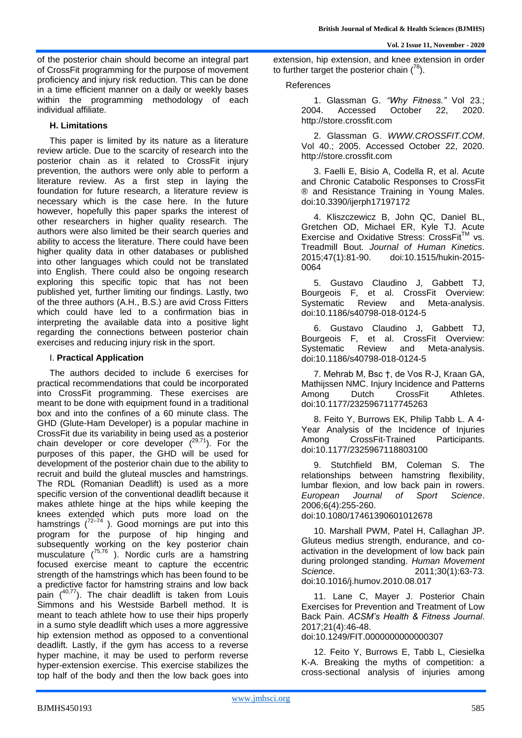of the posterior chain should become an integral part of CrossFit programming for the purpose of movement proficiency and injury risk reduction. This can be done in a time efficient manner on a daily or weekly bases within the programming methodology of each individual affiliate.

### H. Limitations

This paper is limited by its nature as a literature review article. Due to the scarcity of research into the posterior chain as it related to CrossFit injury prevention, the authors were only able to perform a literature review. As a first step in laying the foundation for future research, a literature review is necessary which is the case here. In the future however, hopefully this paper sparks the interest of other researchers in higher quality research. The authors were also limited be their search queries and ability to access the literature. There could have been higher quality data in other databases or published into other languages which could not be translated into English. There could also be ongoing research exploring this specific topic that has not been published yet, further limiting our findings. Lastly, two of the three authors (A.H., B.S.) are avid Cross Fitters which could have led to a confirmation bias in interpreting the available data into a positive light regarding the connections between posterior chain exercises and reducing injury risk in the sport.

### I. Practical Application

The authors decided to include 6 exercises for practical recommendations that could be incorporated into CrossFit programming. These exercises are meant to be done with equipment found in a traditional box and into the confines of a 60 minute class. The GHD (Glute-Ham Developer) is a popular machine in CrossFit due its variability in being used as a posterior chain developer or core developer ([29,71]). For the purposes of this paper, the GHD will be used for development of the posterior chain due to the ability to recruit and build the gluteal muscles and hamstrings. The RDL (Romanian Deadlift) is used as a more specific version of the conventional deadlift because it makes athlete hinge at the hips while keeping the knees extended which puts more load on the hamstrings ([72–74] ). Good mornings are put into this program for the purpose of hip hinging and subsequently working on the key posterior chain musculature ([75,76] ). Nordic curls are a hamstring focused exercise meant to capture the eccentric strength of the hamstrings which has been found to be a predictive factor for hamstring strains and low back pain ([40,77]). The chair deadlift is taken from Louis Simmons and his Westside Barbell method. It is meant to teach athlete how to use their hips properly in a sumo style deadlift which uses a more aggressive hip extension method as opposed to a conventional deadlift. Lastly, if the gym has access to a reverse hyper machine, it may be used to perform reverse hyper-extension exercise. This exercise stabilizes the top half of the body and then the low back goes into extension, hip extension, and knee extension in order to further target the posterior chain ([78]).

References

1. Glassman G. *"Why Fitness."* Vol 23.; 2004. Accessed October 22, 2020. http://store.crossfit.com

2. Glassman G. *WWW.CROSSFIT.COM*. Vol 40.; 2005. Accessed October 22, 2020. http://store.crossfit.com

3. Faelli E, Bisio A, Codella R, et al. Acute and Chronic Catabolic Responses to CrossFit ® and Resistance Training in Young Males. doi:10.3390/ijerph17197172

4. Kliszczewicz B, John QC, Daniel BL, Gretchen OD, Michael ER, Kyle TJ. Acute Exercise and Oxidative Stress: CrossFit™ vs. Treadmill Bout. *Journal of Human Kinetics*. 2015;47(1):81-90. doi:10.1515/hukin-2015-0064

5. Gustavo Claudino J, Gabbett TJ, Bourgeois F, et al. CrossFit Overview: Systematic Review and Meta-analysis. doi:10.1186/s40798-018-0124-5

6. Gustavo Claudino J, Gabbett TJ, Bourgeois F, et al. CrossFit Overview: Systematic Review and Meta-analysis. doi:10.1186/s40798-018-0124-5

7. Mehrab M, Bsc †, de Vos R-J, Kraan GA, Mathijssen NMC. Injury Incidence and Patterns Among Dutch CrossFit Athletes. doi:10.1177/2325967117745263

8. Feito Y, Burrows EK, Philip Tabb L. A 4-Year Analysis of the Incidence of Injuries Among CrossFit-Trained Participants. doi:10.1177/2325967118803100

9. Stutchfield BM, Coleman S. The relationships between hamstring flexibility, lumbar flexion, and low back pain in rowers. *European Journal of Sport Science*. 2006;6(4):255-260. doi:10.1080/17461390601012678

10. Marshall PWM, Patel H, Callaghan JP. Gluteus medius strength, endurance, and co-activation in the development of low back pain during prolonged standing. *Human Movement Science*. 2011;30(1):63-73. doi:10.1016/j.humov.2010.08.017

11. Lane C, Mayer J. Posterior Chain Exercises for Prevention and Treatment of Low Back Pain. *ACSM's Health & Fitness Journal*. 2017;21(4):46-48. doi:10.1249/FIT.0000000000000307

12. Feito Y, Burrows E, Tabb L, Ciesielka K-A. Breaking the myths of competition: a cross-sectional analysis of injuries among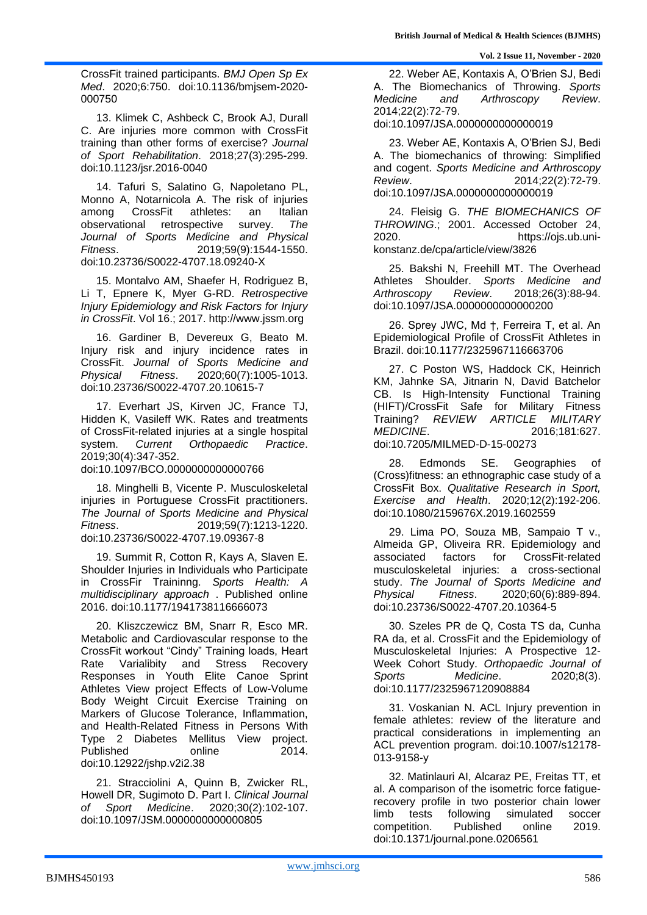CrossFit trained participants. *BMJ Open Sp Ex Med*. 2020;6:750. doi:10.1136/bmjsem-2020-000750

13. Klimek C, Ashbeck C, Brook AJ, Durall C. Are injuries more common with CrossFit training than other forms of exercise? *Journal of Sport Rehabilitation*. 2018;27(3):295-299. doi:10.1123/jsr.2016-0040

14. Tafuri S, Salatino G, Napoletano PL, Monno A, Notarnicola A. The risk of injuries among CrossFit athletes: an Italian observational retrospective survey. *The Journal of Sports Medicine and Physical Fitness*. 2019;59(9):1544-1550. doi:10.23736/S0022-4707.18.09240-X

15. Montalvo AM, Shaefer H, Rodriguez B, Li T, Epnere K, Myer G-RD. *Retrospective Injury Epidemiology and Risk Factors for Injury in CrossFit*. Vol 16.; 2017. http://www.jssm.org

16. Gardiner B, Devereux G, Beato M. Injury risk and injury incidence rates in CrossFit. *Journal of Sports Medicine and Physical Fitness*. 2020;60(7):1005-1013. doi:10.23736/S0022-4707.20.10615-7

17. Everhart JS, Kirven JC, France TJ, Hidden K, Vasileff WK. Rates and treatments of CrossFit-related injuries at a single hospital system. *Current Orthopaedic Practice*. 2019;30(4):347-352. doi:10.1097/BCO.0000000000000766

18. Minghelli B, Vicente P. Musculoskeletal injuries in Portuguese CrossFit practitioners. *The Journal of Sports Medicine and Physical Fitness*. 2019;59(7):1213-1220. doi:10.23736/S0022-4707.19.09367-8

19. Summit R, Cotton R, Kays A, Slaven E. Shoulder Injuries in Individuals who Participate in CrossFir Traininng. *Sports Health: A multidisciplinary approach* . Published online 2016. doi:10.1177/1941738116666073

20. Kliszczewicz BM, Snarr R, Esco MR. Metabolic and Cardiovascular response to the CrossFit workout "Cindy" Training loads, Heart Rate Varialibity and Stress Recovery Responses in Youth Elite Canoe Sprint Athletes View project Effects of Low-Volume Body Weight Circuit Exercise Training on Markers of Glucose Tolerance, Inflammation, and Health-Related Fitness in Persons With Type 2 Diabetes Mellitus View project. Published online 2014. doi:10.12922/jshp.v2i2.38

21. Stracciolini A, Quinn B, Zwicker RL, Howell DR, Sugimoto D. Part I. *Clinical Journal of Sport Medicine*. 2020;30(2):102-107. doi:10.1097/JSM.0000000000000805

22. Weber AE, Kontaxis A, O'Brien SJ, Bedi A. The Biomechanics of Throwing. *Sports Medicine and Arthroscopy Review*. 2014;22(2):72-79. doi:10.1097/JSA.0000000000000019

23. Weber AE, Kontaxis A, O'Brien SJ, Bedi A. The biomechanics of throwing: Simplified and cogent. *Sports Medicine and Arthroscopy Review*. 2014;22(2):72-79. doi:10.1097/JSA.0000000000000019

24. Fleisig G. *THE BIOMECHANICS OF THROWING*.; 2001. Accessed October 24, 2020. https://ojs.ub.uni-konstanz.de/cpa/article/view/3826

25. Bakshi N, Freehill MT. The Overhead Athletes Shoulder. *Sports Medicine and Arthroscopy Review*. 2018;26(3):88-94. doi:10.1097/JSA.0000000000000200

26. Sprey JWC, Md †, Ferreira T, et al. An Epidemiological Profile of CrossFit Athletes in Brazil. doi:10.1177/2325967116663706

27. C Poston WS, Haddock CK, Heinrich KM, Jahnke SA, Jitnarin N, David Batchelor CB. Is High-Intensity Functional Training (HIFT)/CrossFit Safe for Military Fitness Training? *REVIEW ARTICLE MILITARY MEDICINE*. 2016;181:627. doi:10.7205/MILMED-D-15-00273

28. Edmonds SE. Geographies of (Cross)fitness: an ethnographic case study of a CrossFit Box. *Qualitative Research in Sport, Exercise and Health*. 2020;12(2):192-206. doi:10.1080/2159676X.2019.1602559

29. Lima PO, Souza MB, Sampaio T v., Almeida GP, Oliveira RR. Epidemiology and associated factors for CrossFit-related musculoskeletal injuries: a cross-sectional study. *The Journal of Sports Medicine and Physical Fitness*. 2020;60(6):889-894. doi:10.23736/S0022-4707.20.10364-5

30. Szeles PR de Q, Costa TS da, Cunha RA da, et al. CrossFit and the Epidemiology of Musculoskeletal Injuries: A Prospective 12-Week Cohort Study. *Orthopaedic Journal of Sports Medicine*. 2020;8(3). doi:10.1177/2325967120908884

31. Voskanian N. ACL Injury prevention in female athletes: review of the literature and practical considerations in implementing an ACL prevention program. doi:10.1007/s12178-013-9158-y

32. Matinlauri AI, Alcaraz PE, Freitas TT, et al. A comparison of the isometric force fatigue-recovery profile in two posterior chain lower limb tests following simulated soccer competition. Published online 2019. doi:10.1371/journal.pone.0206561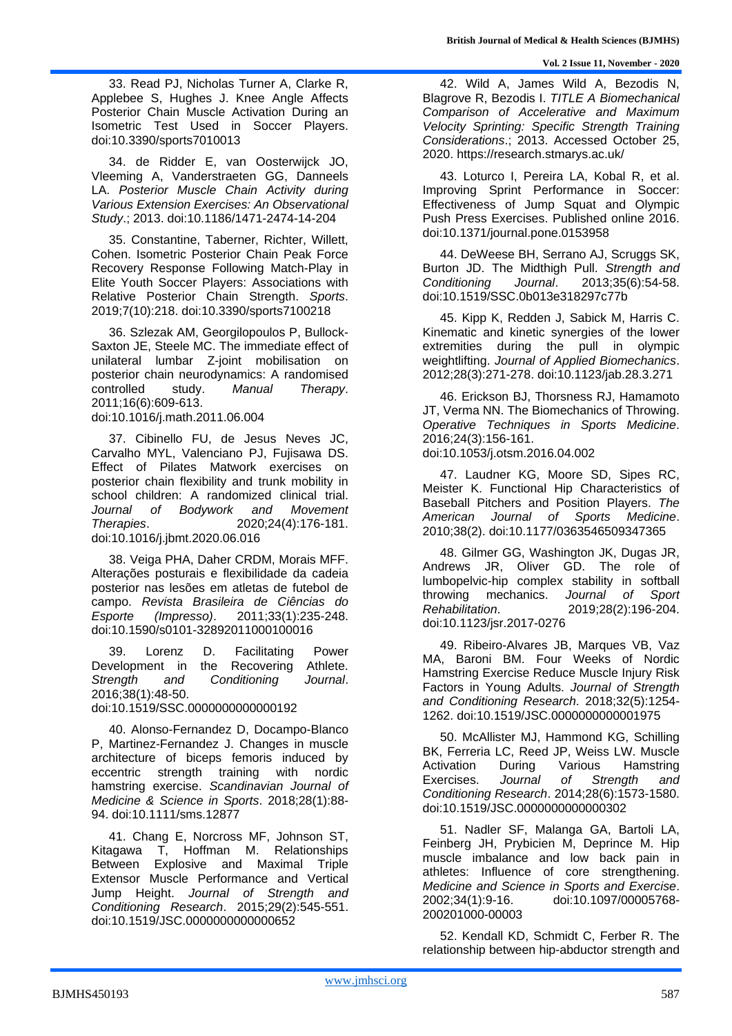33. Read PJ, Nicholas Turner A, Clarke R, Applebee S, Hughes J. Knee Angle Affects Posterior Chain Muscle Activation During an Isometric Test Used in Soccer Players. doi:10.3390/sports7010013

34. de Ridder E, van Oosterwijck JO, Vleeming A, Vanderstraeten GG, Danneels LA. *Posterior Muscle Chain Activity during Various Extension Exercises: An Observational Study*.; 2013. doi:10.1186/1471-2474-14-204

35. Constantine, Taberner, Richter, Willett, Cohen. Isometric Posterior Chain Peak Force Recovery Response Following Match-Play in Elite Youth Soccer Players: Associations with Relative Posterior Chain Strength. *Sports*. 2019;7(10):218. doi:10.3390/sports7100218

36. Szlezak AM, Georgilopoulos P, Bullock-Saxton JE, Steele MC. The immediate effect of unilateral lumbar Z-joint mobilisation on posterior chain neurodynamics: A randomised controlled study. *Manual Therapy*. 2011;16(6):609-613. doi:10.1016/j.math.2011.06.004

37. Cibinello FU, de Jesus Neves JC, Carvalho MYL, Valenciano PJ, Fujisawa DS. Effect of Pilates Matwork exercises on posterior chain flexibility and trunk mobility in school children: A randomized clinical trial. *Journal of Bodywork and Movement Therapies*. 2020;24(4):176-181. doi:10.1016/j.jbmt.2020.06.016

38. Veiga PHA, Daher CRDM, Morais MFF. Alterações posturais e flexibilidade da cadeia posterior nas lesões em atletas de futebol de campo. *Revista Brasileira de Ciências do Esporte (Impresso)*. 2011;33(1):235-248. doi:10.1590/s0101-32892011000100016

39. Lorenz D. Facilitating Power Development in the Recovering Athlete. *Strength and Conditioning Journal*. 2016;38(1):48-50. doi:10.1519/SSC.0000000000000192

40. Alonso-Fernandez D, Docampo-Blanco P, Martinez-Fernandez J. Changes in muscle architecture of biceps femoris induced by eccentric strength training with nordic hamstring exercise. *Scandinavian Journal of Medicine & Science in Sports*. 2018;28(1):88-94. doi:10.1111/sms.12877

41. Chang E, Norcross MF, Johnson ST, Kitagawa T, Hoffman M. Relationships Between Explosive and Maximal Triple Extensor Muscle Performance and Vertical Jump Height. *Journal of Strength and Conditioning Research*. 2015;29(2):545-551. doi:10.1519/JSC.0000000000000652

42. Wild A, James Wild A, Bezodis N, Blagrove R, Bezodis I. *TITLE A Biomechanical Comparison of Accelerative and Maximum Velocity Sprinting: Specific Strength Training Considerations*.; 2013. Accessed October 25, 2020. https://research.stmarys.ac.uk/

43. Loturco I, Pereira LA, Kobal R, et al. Improving Sprint Performance in Soccer: Effectiveness of Jump Squat and Olympic Push Press Exercises. Published online 2016. doi:10.1371/journal.pone.0153958

44. DeWeese BH, Serrano AJ, Scruggs SK, Burton JD. The Midthigh Pull. *Strength and Conditioning Journal*. 2013;35(6):54-58. doi:10.1519/SSC.0b013e318297c77b

45. Kipp K, Redden J, Sabick M, Harris C. Kinematic and kinetic synergies of the lower extremities during the pull in olympic weightlifting. *Journal of Applied Biomechanics*. 2012;28(3):271-278. doi:10.1123/jab.28.3.271

46. Erickson BJ, Thorsness RJ, Hamamoto JT, Verma NN. The Biomechanics of Throwing. *Operative Techniques in Sports Medicine*. 2016;24(3):156-161. doi:10.1053/j.otsm.2016.04.002

47. Laudner KG, Moore SD, Sipes RC, Meister K. Functional Hip Characteristics of Baseball Pitchers and Position Players. *The American Journal of Sports Medicine*. 2010;38(2). doi:10.1177/0363546509347365

48. Gilmer GG, Washington JK, Dugas JR, Andrews JR, Oliver GD. The role of lumbopelvic-hip complex stability in softball throwing mechanics. *Journal of Sport Rehabilitation*. 2019;28(2):196-204. doi:10.1123/jsr.2017-0276

49. Ribeiro-Alvares JB, Marques VB, Vaz MA, Baroni BM. Four Weeks of Nordic Hamstring Exercise Reduce Muscle Injury Risk Factors in Young Adults. *Journal of Strength and Conditioning Research*. 2018;32(5):1254-1262. doi:10.1519/JSC.0000000000001975

50. McAllister MJ, Hammond KG, Schilling BK, Ferreria LC, Reed JP, Weiss LW. Muscle Activation During Various Hamstring Exercises. *Journal of Strength and Conditioning Research*. 2014;28(6):1573-1580. doi:10.1519/JSC.0000000000000302

51. Nadler SF, Malanga GA, Bartoli LA, Feinberg JH, Prybicien M, Deprince M. Hip muscle imbalance and low back pain in athletes: Influence of core strengthening. *Medicine and Science in Sports and Exercise*. 2002;34(1):9-16. doi:10.1097/00005768-200201000-00003

52. Kendall KD, Schmidt C, Ferber R. The relationship between hip-abductor strength and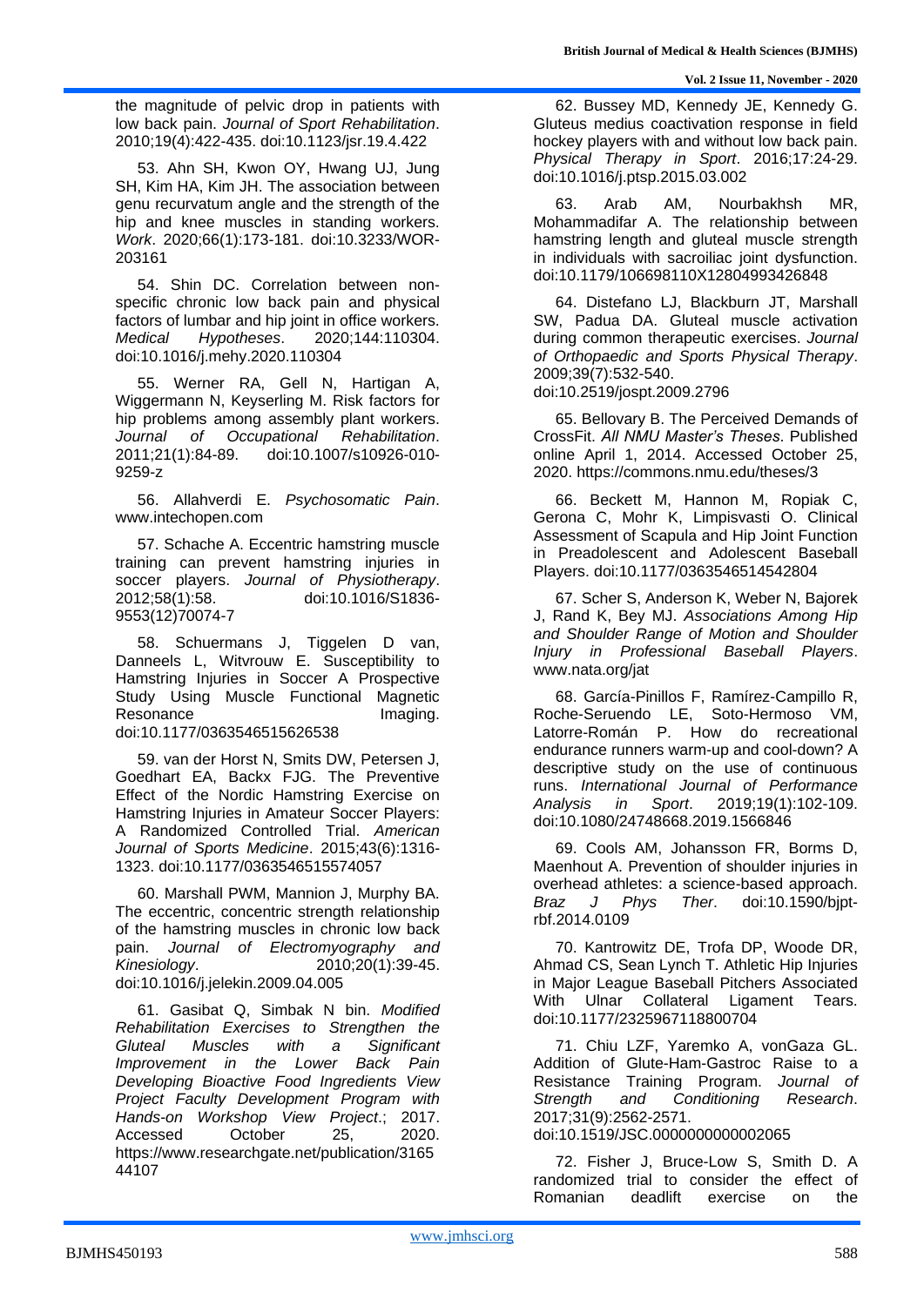the magnitude of pelvic drop in patients with low back pain. *Journal of Sport Rehabilitation*. 2010;19(4):422-435. doi:10.1123/jsr.19.4.422

53. Ahn SH, Kwon OY, Hwang UJ, Jung SH, Kim HA, Kim JH. The association between genu recurvatum angle and the strength of the hip and knee muscles in standing workers. *Work*. 2020;66(1):173-181. doi:10.3233/WOR-203161

54. Shin DC. Correlation between non-specific chronic low back pain and physical factors of lumbar and hip joint in office workers. *Medical Hypotheses*. 2020;144:110304. doi:10.1016/j.mehy.2020.110304

55. Werner RA, Gell N, Hartigan A, Wiggermann N, Keyserling M. Risk factors for hip problems among assembly plant workers. *Journal of Occupational Rehabilitation*. 2011;21(1):84-89. doi:10.1007/s10926-010-9259-z

56. Allahverdi E. *Psychosomatic Pain*. www.intechopen.com

57. Schache A. Eccentric hamstring muscle training can prevent hamstring injuries in soccer players. *Journal of Physiotherapy*. 2012;58(1):58. doi:10.1016/S1836-9553(12)70074-7

58. Schuermans J, Tiggelen D van, Danneels L, Witvrouw E. Susceptibility to Hamstring Injuries in Soccer A Prospective Study Using Muscle Functional Magnetic Resonance Imaging. doi:10.1177/0363546515626538

59. van der Horst N, Smits DW, Petersen J, Goedhart EA, Backx FJG. The Preventive Effect of the Nordic Hamstring Exercise on Hamstring Injuries in Amateur Soccer Players: A Randomized Controlled Trial. *American Journal of Sports Medicine*. 2015;43(6):1316-1323. doi:10.1177/0363546515574057

60. Marshall PWM, Mannion J, Murphy BA. The eccentric, concentric strength relationship of the hamstring muscles in chronic low back pain. *Journal of Electromyography and Kinesiology*. 2010;20(1):39-45. doi:10.1016/j.jelekin.2009.04.005

61. Gasibat Q, Simbak N bin. *Modified Rehabilitation Exercises to Strengthen the Gluteal Muscles with a Significant Improvement in the Lower Back Pain Developing Bioactive Food Ingredients View Project Faculty Development Program with Hands-on Workshop View Project*.; 2017. Accessed October 25, 2020. https://www.researchgate.net/publication/316544107

62. Bussey MD, Kennedy JE, Kennedy G. Gluteus medius coactivation response in field hockey players with and without low back pain. *Physical Therapy in Sport*. 2016;17:24-29. doi:10.1016/j.ptsp.2015.03.002

63. Arab AM, Nourbakhsh MR, Mohammadifar A. The relationship between hamstring length and gluteal muscle strength in individuals with sacroiliac joint dysfunction. doi:10.1179/106698110X12804993426848

64. Distefano LJ, Blackburn JT, Marshall SW, Padua DA. Gluteal muscle activation during common therapeutic exercises. *Journal of Orthopaedic and Sports Physical Therapy*. 2009;39(7):532-540. doi:10.2519/jospt.2009.2796

65. Bellovary B. The Perceived Demands of CrossFit. *All NMU Master's Theses*. Published online April 1, 2014. Accessed October 25, 2020. https://commons.nmu.edu/theses/3

66. Beckett M, Hannon M, Ropiak C, Gerona C, Mohr K, Limpisvasti O. Clinical Assessment of Scapula and Hip Joint Function in Preadolescent and Adolescent Baseball Players. doi:10.1177/0363546514542804

67. Scher S, Anderson K, Weber N, Bajorek J, Rand K, Bey MJ. *Associations Among Hip and Shoulder Range of Motion and Shoulder Injury in Professional Baseball Players*. www.nata.org/jat

68. García-Pinillos F, Ramírez-Campillo R, Roche-Seruendo LE, Soto-Hermoso VM, Latorre-Román P. How do recreational endurance runners warm-up and cool-down? A descriptive study on the use of continuous runs. *International Journal of Performance Analysis in Sport*. 2019;19(1):102-109. doi:10.1080/24748668.2019.1566846

69. Cools AM, Johansson FR, Borms D, Maenhout A. Prevention of shoulder injuries in overhead athletes: a science-based approach. *Braz J Phys Ther*. doi:10.1590/bjpt-rbf.2014.0109

70. Kantrowitz DE, Trofa DP, Woode DR, Ahmad CS, Sean Lynch T. Athletic Hip Injuries in Major League Baseball Pitchers Associated With Ulnar Collateral Ligament Tears. doi:10.1177/2325967118800704

71. Chiu LZF, Yaremko A, vonGaza GL. Addition of Glute-Ham-Gastroc Raise to a Resistance Training Program. *Journal of Strength and Conditioning Research*. 2017;31(9):2562-2571. doi:10.1519/JSC.0000000000002065

72. Fisher J, Bruce-Low S, Smith D. A randomized trial to consider the effect of Romanian deadlift exercise on the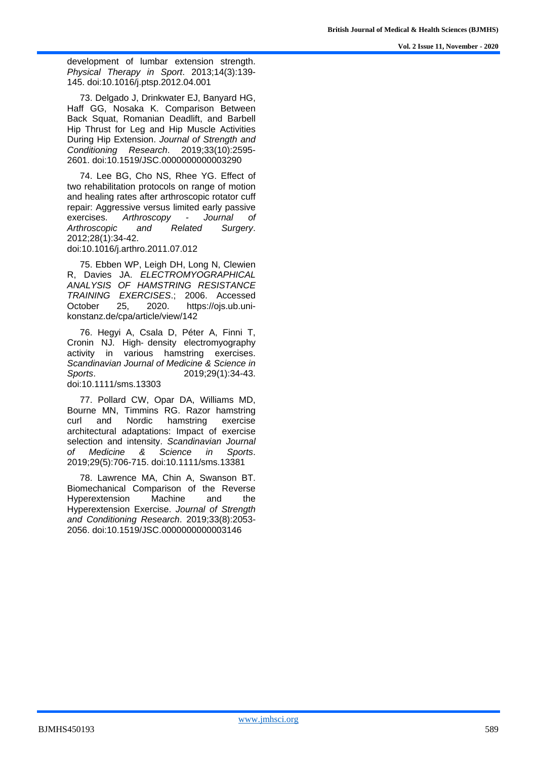development of lumbar extension strength. *Physical Therapy in Sport*. 2013;14(3):139-145. doi:10.1016/j.ptsp.2012.04.001

73. Delgado J, Drinkwater EJ, Banyard HG, Haff GG, Nosaka K. Comparison Between Back Squat, Romanian Deadlift, and Barbell Hip Thrust for Leg and Hip Muscle Activities During Hip Extension. *Journal of Strength and Conditioning Research*. 2019;33(10):2595-2601. doi:10.1519/JSC.0000000000003290

74. Lee BG, Cho NS, Rhee YG. Effect of two rehabilitation protocols on range of motion and healing rates after arthroscopic rotator cuff repair: Aggressive versus limited early passive exercises. *Arthroscopy - Journal of Arthroscopic and Related Surgery*. 2012;28(1):34-42. doi:10.1016/j.arthro.2011.07.012

75. Ebben WP, Leigh DH, Long N, Clewien R, Davies JA. *ELECTROMYOGRAPHICAL ANALYSIS OF HAMSTRING RESISTANCE TRAINING EXERCISES*.; 2006. Accessed October 25, 2020. https://ojs.ub.uni-konstanz.de/cpa/article/view/142

76. Hegyi A, Csala D, Péter A, Finni T, Cronin NJ. High- density electromyography activity in various hamstring exercises. *Scandinavian Journal of Medicine & Science in Sports*. 2019;29(1):34-43. doi:10.1111/sms.13303

77. Pollard CW, Opar DA, Williams MD, Bourne MN, Timmins RG. Razor hamstring curl and Nordic hamstring exercise architectural adaptations: Impact of exercise selection and intensity. *Scandinavian Journal of Medicine & Science in Sports*. 2019;29(5):706-715. doi:10.1111/sms.13381

78. Lawrence MA, Chin A, Swanson BT. Biomechanical Comparison of the Reverse Hyperextension Machine and the Hyperextension Exercise. *Journal of Strength and Conditioning Research*. 2019;33(8):2053-2056. doi:10.1519/JSC.0000000000003146